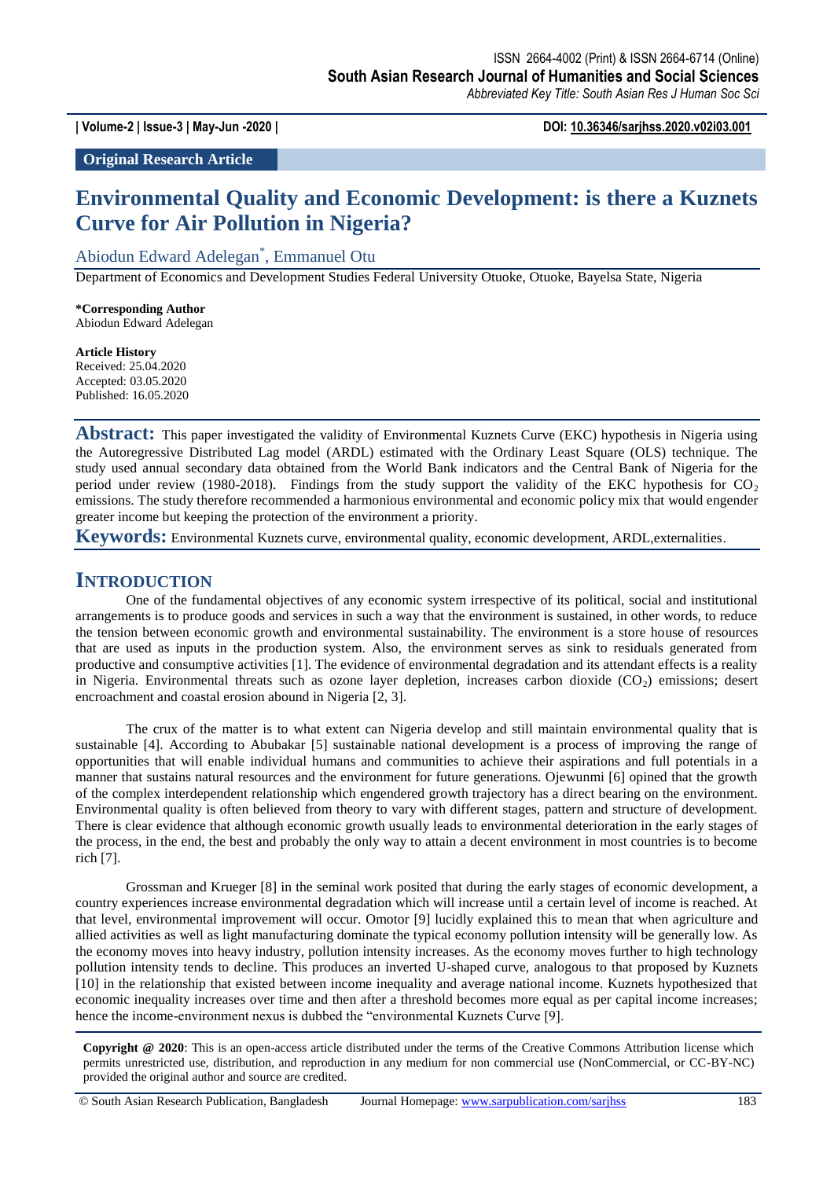**Original Research Article**

# Environmental Quality and Economic Development: is there a Kuznets Curve for Air Pollution in Nigeria?

Abiodun Edward Adelegan*, Emmanuel Otu

Department of Economics and Development Studies Federal University Otuoke, Otuoke, Bayelsa State, Nigeria

**\*Corresponding Author**
Abiodun Edward Adelegan

**Article History**
Received: 25.04.2020
Accepted: 03.05.2020
Published: 16.05.2020

**Abstract:** This paper investigated the validity of Environmental Kuznets Curve (EKC) hypothesis in Nigeria using the Autoregressive Distributed Lag model (ARDL) estimated with the Ordinary Least Square (OLS) technique. The study used annual secondary data obtained from the World Bank indicators and the Central Bank of Nigeria for the period under review (1980-2018). Findings from the study support the validity of the EKC hypothesis for $CO_2$ emissions. The study therefore recommended a harmonious environmental and economic policy mix that would engender greater income but keeping the protection of the environment a priority.

**Keywords:** Environmental Kuznets curve, environmental quality, economic development, ARDL,externalities.

## INTRODUCTION

One of the fundamental objectives of any economic system irrespective of its political, social and institutional arrangements is to produce goods and services in such a way that the environment is sustained, in other words, to reduce the tension between economic growth and environmental sustainability. The environment is a store house of resources that are used as inputs in the production system. Also, the environment serves as sink to residuals generated from productive and consumptive activities [1]. The evidence of environmental degradation and its attendant effects is a reality in Nigeria. Environmental threats such as ozone layer depletion, increases carbon dioxide ($CO_2$) emissions; desert encroachment and coastal erosion abound in Nigeria [2, 3].

The crux of the matter is to what extent can Nigeria develop and still maintain environmental quality that is sustainable [4]. According to Abubakar [5] sustainable national development is a process of improving the range of opportunities that will enable individual humans and communities to achieve their aspirations and full potentials in a manner that sustains natural resources and the environment for future generations. Ojewunmi [6] opined that the growth of the complex interdependent relationship which engendered growth trajectory has a direct bearing on the environment. Environmental quality is often believed from theory to vary with different stages, pattern and structure of development. There is clear evidence that although economic growth usually leads to environmental deterioration in the early stages of the process, in the end, the best and probably the only way to attain a decent environment in most countries is to become rich [7].

Grossman and Krueger [8] in the seminal work posited that during the early stages of economic development, a country experiences increase environmental degradation which will increase until a certain level of income is reached. At that level, environmental improvement will occur. Omotor [9] lucidly explained this to mean that when agriculture and allied activities as well as light manufacturing dominate the typical economy pollution intensity will be generally low. As the economy moves into heavy industry, pollution intensity increases. As the economy moves further to high technology pollution intensity tends to decline. This produces an inverted U-shaped curve, analogous to that proposed by Kuznets [10] in the relationship that existed between income inequality and average national income. Kuznets hypothesized that economic inequality increases over time and then after a threshold becomes more equal as per capital income increases; hence the income-environment nexus is dubbed the "environmental Kuznets Curve [9].

**Copyright @ 2020**: This is an open-access article distributed under the terms of the Creative Commons Attribution license which permits unrestricted use, distribution, and reproduction in any medium for non commercial use (NonCommercial, or CC-BY-NC) provided the original author and source are credited.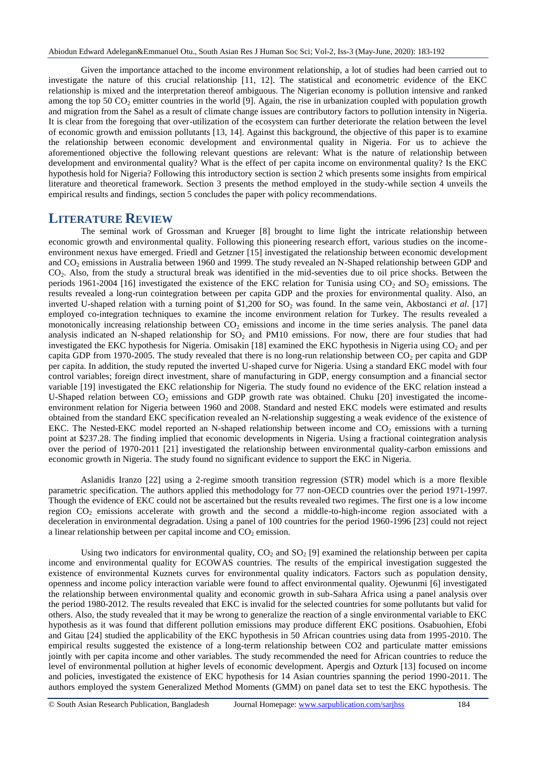Given the importance attached to the income environment relationship, a lot of studies had been carried out to investigate the nature of this crucial relationship [11, 12]. The statistical and econometric evidence of the EKC relationship is mixed and the interpretation thereof ambiguous. The Nigerian economy is pollution intensive and ranked among the top 50 $CO_2$ emitter countries in the world [9]. Again, the rise in urbanization coupled with population growth and migration from the Sahel as a result of climate change issues are contributory factors to pollution intensity in Nigeria. It is clear from the foregoing that over-utilization of the ecosystem can further deteriorate the relation between the level of economic growth and emission pollutants [13, 14]. Against this background, the objective of this paper is to examine the relationship between economic development and environmental quality in Nigeria. For us to achieve the aforementioned objective the following relevant questions are relevant: What is the nature of relationship between development and environmental quality? What is the effect of per capita income on environmental quality? Is the EKC hypothesis hold for Nigeria? Following this introductory section is section 2 which presents some insights from empirical literature and theoretical framework. Section 3 presents the method employed in the study-while section 4 unveils the empirical results and findings, section 5 concludes the paper with policy recommendations.

## LITERATURE REVIEW

The seminal work of Grossman and Krueger [8] brought to lime light the intricate relationship between economic growth and environmental quality. Following this pioneering research effort, various studies on the income-environment nexus have emerged. Friedl and Getzner [15] investigated the relationship between economic development and $CO_2$ emissions in Australia between 1960 and 1999. The study revealed an N-Shaped relationship between GDP and $CO_2$. Also, from the study a structural break was identified in the mid-seventies due to oil price shocks. Between the periods 1961-2004 [16] investigated the existence of the EKC relation for Tunisia using $CO_2$ and $SO_2$ emissions. The results revealed a long-run cointegration between per capita GDP and the proxies for environmental quality. Also, an inverted U-shaped relation with a turning point of $1,200 for $SO_2$ was found. In the same vein, Akbostanci *et al*. [17] employed co-integration techniques to examine the income environment relation for Turkey. The results revealed a monotonically increasing relationship between $CO_2$ emissions and income in the time series analysis. The panel data analysis indicated an N-shaped relationship for $SO_2$ and PM10 emissions. For now, there are four studies that had investigated the EKC hypothesis for Nigeria. Omisakin [18] examined the EKC hypothesis in Nigeria using $CO_2$ and per capita GDP from 1970-2005. The study revealed that there is no long-run relationship between $CO_2$ per capita and GDP per capita. In addition, the study reputed the inverted U-shaped curve for Nigeria. Using a standard EKC model with four control variables; foreign direct investment, share of manufacturing in GDP, energy consumption and a financial sector variable [19] investigated the EKC relationship for Nigeria. The study found no evidence of the EKC relation instead a U-Shaped relation between $CO_2$ emissions and GDP growth rate was obtained. Chuku [20] investigated the income-environment relation for Nigeria between 1960 and 2008. Standard and nested EKC models were estimated and results obtained from the standard EKC specification revealed an N-relationship suggesting a weak evidence of the existence of EKC. The Nested-EKC model reported an N-shaped relationship between income and $CO_2$ emissions with a turning point at $237.28. The finding implied that economic developments in Nigeria. Using a fractional cointegration analysis over the period of 1970-2011 [21] investigated the relationship between environmental quality-carbon emissions and economic growth in Nigeria. The study found no significant evidence to support the EKC in Nigeria.

Aslanidis Iranzo [22] using a 2-regime smooth transition regression (STR) model which is a more flexible parametric specification. The authors applied this methodology for 77 non-OECD countries over the period 1971-1997. Though the evidence of EKC could not be ascertained but the results revealed two regimes. The first one is a low income region $CO_2$ emissions accelerate with growth and the second a middle-to-high-income region associated with a deceleration in environmental degradation. Using a panel of 100 countries for the period 1960-1996 [23] could not reject a linear relationship between per capital income and $CO_2$ emission.

Using two indicators for environmental quality, $CO_2$ and $SO_2$ [9] examined the relationship between per capita income and environmental quality for ECOWAS countries. The results of the empirical investigation suggested the existence of environmental Kuznets curves for environmental quality indicators. Factors such as population density, openness and income policy interaction variable were found to affect environmental quality. Ojewunmi [6] investigated the relationship between environmental quality and economic growth in sub-Sahara Africa using a panel analysis over the period 1980-2012. The results revealed that EKC is invalid for the selected countries for some pollutants but valid for others. Also, the study revealed that it may be wrong to generalize the reaction of a single environmental variable to EKC hypothesis as it was found that different pollution emissions may produce different EKC positions. Osabuohien, Efobi and Gitau [24] studied the applicability of the EKC hypothesis in 50 African countries using data from 1995-2010. The empirical results suggested the existence of a long-term relationship between CO2 and particulate matter emissions jointly with per capita income and other variables. The study recommended the need for African countries to reduce the level of environmental pollution at higher levels of economic development. Apergis and Ozturk [13] focused on income and policies, investigated the existence of EKC hypothesis for 14 Asian countries spanning the period 1990-2011. The authors employed the system Generalized Method Moments (GMM) on panel data set to test the EKC hypothesis. The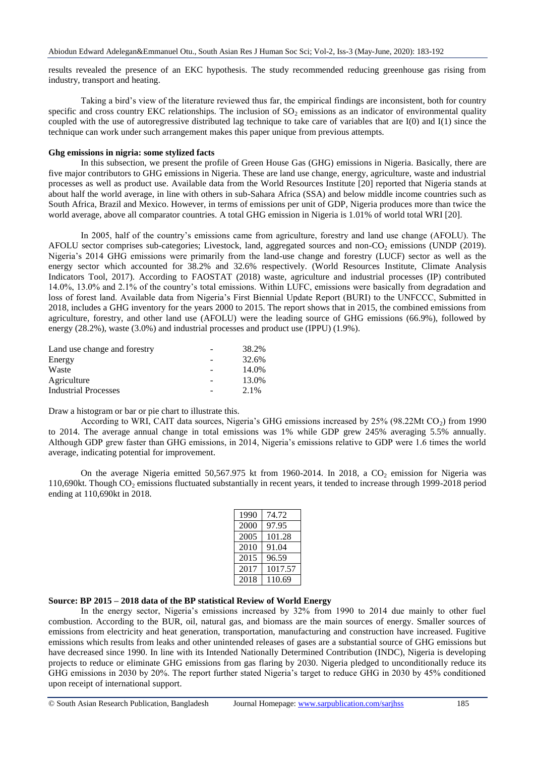results revealed the presence of an EKC hypothesis. The study recommended reducing greenhouse gas rising from industry, transport and heating.

Taking a bird's view of the literature reviewed thus far, the empirical findings are inconsistent, both for country specific and cross country EKC relationships. The inclusion of $SO_2$ emissions as an indicator of environmental quality coupled with the use of autoregressive distributed lag technique to take care of variables that are I(0) and I(1) since the technique can work under such arrangement makes this paper unique from previous attempts.

**Ghg emissions in nigria: some stylized facts**

In this subsection, we present the profile of Green House Gas (GHG) emissions in Nigeria. Basically, there are five major contributors to GHG emissions in Nigeria. These are land use change, energy, agriculture, waste and industrial processes as well as product use. Available data from the World Resources Institute [20] reported that Nigeria stands at about half the world average, in line with others in sub-Sahara Africa (SSA) and below middle income countries such as South Africa, Brazil and Mexico. However, in terms of emissions per unit of GDP, Nigeria produces more than twice the world average, above all comparator countries. A total GHG emission in Nigeria is 1.01% of world total WRI [20].

In 2005, half of the country's emissions came from agriculture, forestry and land use change (AFOLU). The AFOLU sector comprises sub-categories; Livestock, land, aggregated sources and non-$CO_2$ emissions (UNDP (2019). Nigeria's 2014 GHG emissions were primarily from the land-use change and forestry (LUCF) sector as well as the energy sector which accounted for 38.2% and 32.6% respectively. (World Resources Institute, Climate Analysis Indicators Tool, 2017). According to FAOSTAT (2018) waste, agriculture and industrial processes (IP) contributed 14.0%, 13.0% and 2.1% of the country's total emissions. Within LUFC, emissions were basically from degradation and loss of forest land. Available data from Nigeria's First Biennial Update Report (BURI) to the UNFCCC, Submitted in 2018, includes a GHG inventory for the years 2000 to 2015. The report shows that in 2015, the combined emissions from agriculture, forestry, and other land use (AFOLU) were the leading source of GHG emissions (66.9%), followed by energy (28.2%), waste (3.0%) and industrial processes and product use (IPPU) (1.9%).

| | | |
|---|---|---|
| Land use change and forestry | - | 38.2% |
| Energy | - | 32.6% |
| Waste | - | 14.0% |
| Agriculture | - | 13.0% |
| Industrial Processes | - | 2.1% |

Draw a histogram or bar or pie chart to illustrate this.

According to WRI, CAIT data sources, Nigeria's GHG emissions increased by 25% (98.22Mt $CO_2$) from 1990 to 2014. The average annual change in total emissions was 1% while GDP grew 245% averaging 5.5% annually. Although GDP grew faster than GHG emissions, in 2014, Nigeria's emissions relative to GDP were 1.6 times the world average, indicating potential for improvement.

On the average Nigeria emitted 50,567.975 kt from 1960-2014. In 2018, a $CO_2$ emission for Nigeria was 110,690kt. Though $CO_2$ emissions fluctuated substantially in recent years, it tended to increase through 1999-2018 period ending at 110,690kt in 2018.

| | |
|---|---|
| 1990 | 74.72 |
| 2000 | 97.95 |
| 2005 | 101.28 |
| 2010 | 91.04 |
| 2015 | 96.59 |
| 2017 | 1017.57 |
| 2018 | 110.69 |

**Source: BP 2015 – 2018 data of the BP statistical Review of World Energy**

In the energy sector, Nigeria's emissions increased by 32% from 1990 to 2014 due mainly to other fuel combustion. According to the BUR, oil, natural gas, and biomass are the main sources of energy. Smaller sources of emissions from electricity and heat generation, transportation, manufacturing and construction have increased. Fugitive emissions which results from leaks and other unintended releases of gases are a substantial source of GHG emissions but have decreased since 1990. In line with its Intended Nationally Determined Contribution (INDC), Nigeria is developing projects to reduce or eliminate GHG emissions from gas flaring by 2030. Nigeria pledged to unconditionally reduce its GHG emissions in 2030 by 20%. The report further stated Nigeria's target to reduce GHG in 2030 by 45% conditioned upon receipt of international support.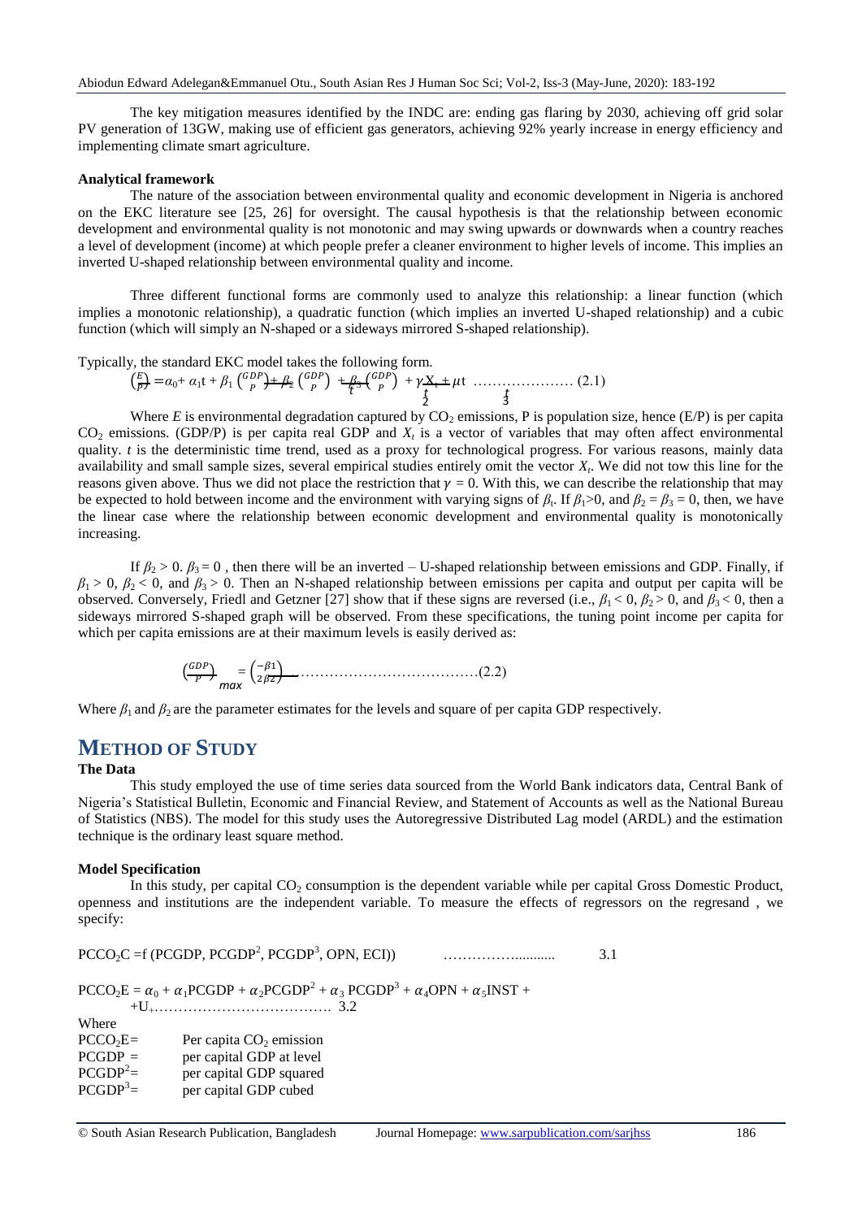The key mitigation measures identified by the INDC are: ending gas flaring by 2030, achieving off grid solar PV generation of 13GW, making use of efficient gas generators, achieving 92% yearly increase in energy efficiency and implementing climate smart agriculture.

**Analytical framework**

The nature of the association between environmental quality and economic development in Nigeria is anchored on the EKC literature see [25, 26] for oversight. The causal hypothesis is that the relationship between economic development and environmental quality is not monotonic and may swing upwards or downwards when a country reaches a level of development (income) at which people prefer a cleaner environment to higher levels of income. This implies an inverted U-shaped relationship between environmental quality and income.

Three different functional forms are commonly used to analyze this relationship: a linear function (which implies a monotonic relationship), a quadratic function (which implies an inverted U-shaped relationship) and a cubic function (which will simply an N-shaped or a sideways mirrored S-shaped relationship).

Typically, the standard EKC model takes the following form.

$$\left(\frac{E}{P}\right)_t = \alpha_0 + \alpha_1 t + \beta_1 \left(\frac{GDP}{P}\right)_t + \beta_2 \left(\frac{GDP}{P}\right)_t^2 + \beta_3 \left(\frac{GDP}{P}\right)_t^3 + \gamma X_t + \mu t \quad \text{.................... (2.1)}$$

Where $E$ is environmental degradation captured by $CO_2$ emissions, P is population size, hence (E/P) is per capita $CO_2$ emissions. (GDP/P) is per capita real GDP and $X_t$ is a vector of variables that may often affect environmental quality. $t$ is the deterministic time trend, used as a proxy for technological progress. For various reasons, mainly data availability and small sample sizes, several empirical studies entirely omit the vector $X_t$. We did not tow this line for the reasons given above. Thus we did not place the restriction that $\gamma = 0$. With this, we can describe the relationship that may be expected to hold between income and the environment with varying signs of $\beta_t$. If $\beta_1 > 0$, and $\beta_2 = \beta_3 = 0$, then, we have the linear case where the relationship between economic development and environmental quality is monotonically increasing.

If $\beta_2 > 0$. $\beta_3 = 0$ , then there will be an inverted – U-shaped relationship between emissions and GDP. Finally, if $\beta_1 > 0$, $\beta_2 < 0$, and $\beta_3 > 0$. Then an N-shaped relationship between emissions per capita and output per capita will be observed. Conversely, Friedl and Getzner [27] show that if these signs are reversed (i.e., $\beta_1 < 0$, $\beta_2 > 0$, and $\beta_3 < 0$, then a sideways mirrored S-shaped graph will be observed. From these specifications, the tuning point income per capita for which per capita emissions are at their maximum levels is easily derived as:

$$\left(\frac{GDP}{P}\right)_{max} = \left(\frac{-\beta 1}{2\beta 2}\right) \quad \text{....................................(2.2)}$$

Where $\beta_1$ and $\beta_2$ are the parameter estimates for the levels and square of per capita GDP respectively.

# METHOD OF STUDY

**The Data**

This study employed the use of time series data sourced from the World Bank indicators data, Central Bank of Nigeria's Statistical Bulletin, Economic and Financial Review, and Statement of Accounts as well as the National Bureau of Statistics (NBS). The model for this study uses the Autoregressive Distributed Lag model (ARDL) and the estimation technique is the ordinary least square method.

**Model Specification**

In this study, per capital $CO_2$ consumption is the dependent variable while per capital Gross Domestic Product, openness and institutions are the independent variable. To measure the effects of regressors on the regresand , we specify:

$$PCCO_2C = f(PCGDP, PCGDP^2, PCGDP^3, OPN, ECI)) \quad \text{……………........... 3.1}$$

$$PCCO_2E = \alpha_0 + \alpha_1 PCGDP + \alpha_2 PCGDP^2 + \alpha_3 PCGDP^3 + \alpha_4 OPN + \alpha_5 INST + U_t \quad \text{.................................... 3.2}$$

Where

$PCCO_2E$ = Per capita $CO_2$ emission

PCGDP = per capital GDP at level

$PCGDP^2$ = per capital GDP squared

$PCGDP^3$ = per capital GDP cubed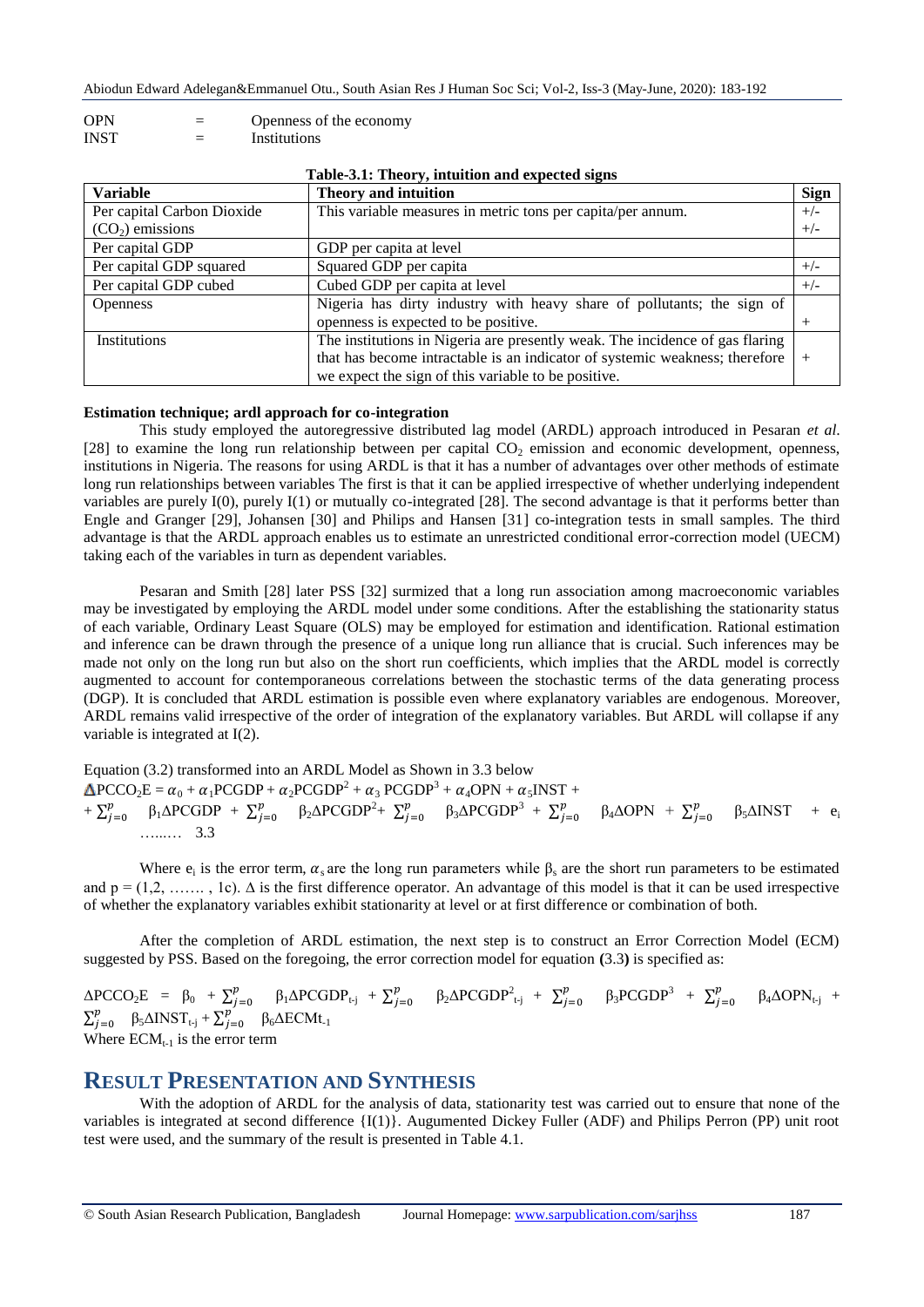| | | |
|---|---|---|
| OPN | = | Openness of the economy |
| INST | = | Institutions |

**Table-3.1: Theory, intuition and expected signs**

| Variable | Theory and intuition | Sign |
|---|---|---|
| Per capital Carbon Dioxide ($CO_2$) emissions | This variable measures in metric tons per capita/per annum. | +/- +/- |
| Per capital GDP | GDP per capita at level | |
| Per capital GDP squared | Squared GDP per capita | +/- |
| Per capital GDP cubed | Cubed GDP per capita at level | +/- |
| Openness | Nigeria has dirty industry with heavy share of pollutants; the sign of openness is expected to be positive. | + |
| Institutions | The institutions in Nigeria are presently weak. The incidence of gas flaring that has become intractable is an indicator of systemic weakness; therefore we expect the sign of this variable to be positive. | + |

**Estimation technique; ardl approach for co-integration**

This study employed the autoregressive distributed lag model (ARDL) approach introduced in Pesaran *et al.* [28] to examine the long run relationship between per capital $CO_2$ emission and economic development, openness, institutions in Nigeria. The reasons for using ARDL is that it has a number of advantages over other methods of estimate long run relationships between variables The first is that it can be applied irrespective of whether underlying independent variables are purely I(0), purely I(1) or mutually co-integrated [28]. The second advantage is that it performs better than Engle and Granger [29], Johansen [30] and Philips and Hansen [31] co-integration tests in small samples. The third advantage is that the ARDL approach enables us to estimate an unrestricted conditional error-correction model (UECM) taking each of the variables in turn as dependent variables.

Pesaran and Smith [28] later PSS [32] surmized that a long run association among macroeconomic variables may be investigated by employing the ARDL model under some conditions. After the establishing the stationarity status of each variable, Ordinary Least Square (OLS) may be employed for estimation and identification. Rational estimation and inference can be drawn through the presence of a unique long run alliance that is crucial. Such inferences may be made not only on the long run but also on the short run coefficients, which implies that the ARDL model is correctly augmented to account for contemporaneous correlations between the stochastic terms of the data generating process (DGP). It is concluded that ARDL estimation is possible even where explanatory variables are endogenous. Moreover, ARDL remains valid irrespective of the order of integration of the explanatory variables. But ARDL will collapse if any variable is integrated at I(2).

Equation (3.2) transformed into an ARDL Model as Shown in 3.3 below

$$\Delta PCCO_2E = \alpha_0 + \alpha_1 PCGDP + \alpha_2 PCGDP^2 + \alpha_3 PCGDP^3 + \alpha_4 OPN + \alpha_5 INST + \sum_{j=0}^{p} \beta_1 \Delta PCGDP + \sum_{j=0}^{p} \beta_2 \Delta PCGDP^2 + \sum_{j=0}^{p} \beta_3 \Delta PCGDP^3 + \sum_{j=0}^{p} \beta_4 \Delta OPN + \sum_{j=0}^{p} \beta_5 \Delta INST + e_i \quad \ldots\ldots\ldots \; 3.3$$

Where $e_i$ is the error term, $\alpha_s$ are the long run parameters while $\beta_s$ are the short run parameters to be estimated and p = (1,2, ……. , 1c). Δ is the first difference operator. An advantage of this model is that it can be used irrespective of whether the explanatory variables exhibit stationarity at level or at first difference or combination of both.

After the completion of ARDL estimation, the next step is to construct an Error Correction Model (ECM) suggested by PSS. Based on the foregoing, the error correction model for equation **(**3.3**)** is specified as:

$$\Delta PCCO_2E = \beta_0 + \sum_{j=0}^{p} \beta_1 \Delta PCGDP_{t-j} + \sum_{j=0}^{p} \beta_2 \Delta PCGDP^2_{t-j} + \sum_{j=0}^{p} \beta_3 PCGDP^3 + \sum_{j=0}^{p} \beta_4 \Delta OPN_{t-j} + \sum_{j=0}^{p} \beta_5 \Delta INST_{t-j} + \sum_{j=0}^{p} \beta_6 \Delta ECMt_{-1}$$

Where $ECM_{t-1}$ is the error term

# RESULT PRESENTATION AND SYNTHESIS

With the adoption of ARDL for the analysis of data, stationarity test was carried out to ensure that none of the variables is integrated at second difference {I(1)}. Augmented Dickey Fuller (ADF) and Philips Perron (PP) unit root test were used, and the summary of the result is presented in Table 4.1.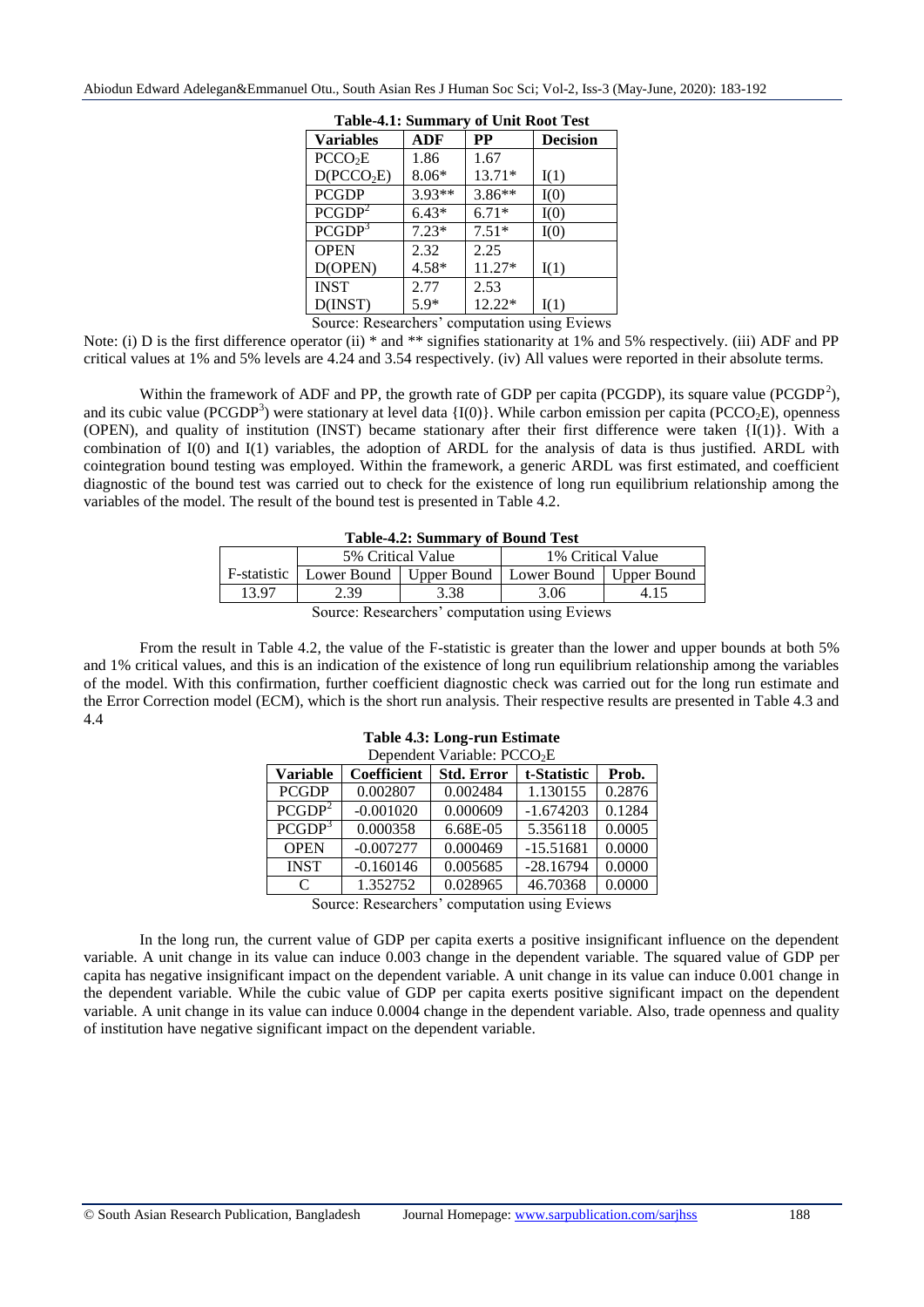**Table-4.1: Summary of Unit Root Test**

| Variables | ADF | PP | Decision |
|---|---|---|---|
| $PCCO_2E$ | 1.86 | 1.67 | |
| $D(PCCO_2E)$ | 8.06* | 13.71* | I(1) |
| PCGDP | 3.93** | 3.86** | I(0) |
| $PCGDP^2$ | 6.43* | 6.71* | I(0) |
| $PCGDP^3$ | 7.23* | 7.51* | I(0) |
| OPEN | 2.32 | 2.25 | |
| D(OPEN) | 4.58* | 11.27* | I(1) |
| INST | 2.77 | 2.53 | |
| D(INST) | 5.9* | 12.22* | I(1) |

Source: Researchers' computation using Eviews

Note: (i) D is the first difference operator (ii) * and ** signifies stationarity at 1% and 5% respectively. (iii) ADF and PP critical values at 1% and 5% levels are 4.24 and 3.54 respectively. (iv) All values were reported in their absolute terms.

Within the framework of ADF and PP, the growth rate of GDP per capita (PCGDP), its square value ($PCGDP^2$), and its cubic value ($PCGDP^3$) were stationary at level data {I(0)}. While carbon emission per capita ($PCCO_2E$), openness (OPEN), and quality of institution (INST) became stationary after their first difference were taken {I(1)}. With a combination of I(0) and I(1) variables, the adoption of ARDL for the analysis of data is thus justified. ARDL with cointegration bound testing was employed. Within the framework, a generic ARDL was first estimated, and coefficient diagnostic of the bound test was carried out to check for the existence of long run equilibrium relationship among the variables of the model. The result of the bound test is presented in Table 4.2.

**Table-4.2: Summary of Bound Test**

| | 5% Critical Value | | 1% Critical Value | |
|---|---|---|---|---|
| F-statistic | Lower Bound | Upper Bound | Lower Bound | Upper Bound |
| 13.97 | 2.39 | 3.38 | 3.06 | 4.15 |

Source: Researchers' computation using Eviews

From the result in Table 4.2, the value of the F-statistic is greater than the lower and upper bounds at both 5% and 1% critical values, and this is an indication of the existence of long run equilibrium relationship among the variables of the model. With this confirmation, further coefficient diagnostic check was carried out for the long run estimate and the Error Correction model (ECM), which is the short run analysis. Their respective results are presented in Table 4.3 and 4.4

**Table 4.3: Long-run Estimate**

Dependent Variable: $PCCO_2E$

| Variable | Coefficient | Std. Error | t-Statistic | Prob. |
|---|---|---|---|---|
| PCGDP | 0.002807 | 0.002484 | 1.130155 | 0.2876 |
| $PCGDP^2$ | -0.001020 | 0.000609 | -1.674203 | 0.1284 |
| $PCGDP^3$ | 0.000358 | 6.68E-05 | 5.356118 | 0.0005 |
| OPEN | -0.007277 | 0.000469 | -15.51681 | 0.0000 |
| INST | -0.160146 | 0.005685 | -28.16794 | 0.0000 |
| C | 1.352752 | 0.028965 | 46.70368 | 0.0000 |

Source: Researchers' computation using Eviews

In the long run, the current value of GDP per capita exerts a positive insignificant influence on the dependent variable. A unit change in its value can induce 0.003 change in the dependent variable. The squared value of GDP per capita has negative insignificant impact on the dependent variable. A unit change in its value can induce 0.001 change in the dependent variable. While the cubic value of GDP per capita exerts positive significant impact on the dependent variable. A unit change in its value can induce 0.0004 change in the dependent variable. Also, trade openness and quality of institution have negative significant impact on the dependent variable.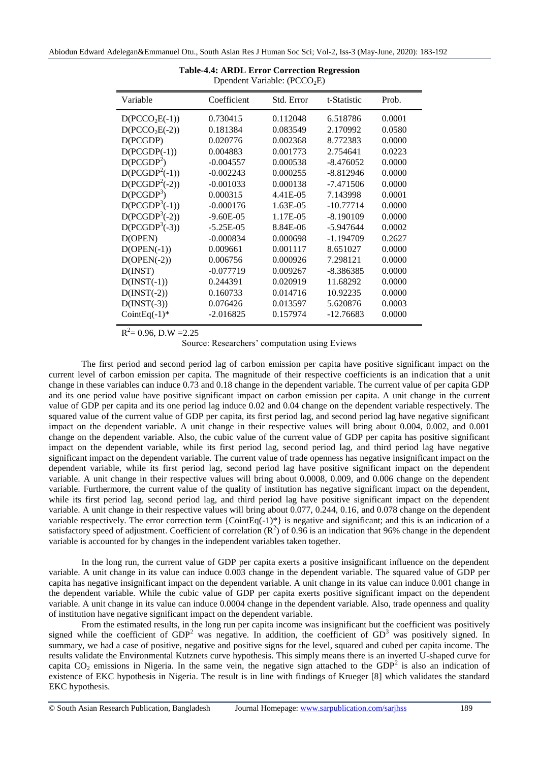**Table-4.4: ARDL Error Correction Regression**

Dpendent Variable: ($PCCO_2E$)

| Variable | Coefficient | Std. Error | t-Statistic | Prob. |
|---|---|---|---|---|
| $D(PCCO_2E(-1))$ | 0.730415 | 0.112048 | 6.518786 | 0.0001 |
| $D(PCCO_2E(-2))$ | 0.181384 | 0.083549 | 2.170992 | 0.0580 |
| D(PCGDP) | 0.020776 | 0.002368 | 8.772383 | 0.0000 |
| D(PCGDP(-1)) | 0.004883 | 0.001773 | 2.754641 | 0.0223 |
| $D(PCGDP^2)$ | -0.004557 | 0.000538 | -8.476052 | 0.0000 |
| $D(PCGDP^2(-1))$ | -0.002243 | 0.000255 | -8.812946 | 0.0000 |
| $D(PCGDP^2(-2))$ | -0.001033 | 0.000138 | -7.471506 | 0.0000 |
| $D(PCGDP^3)$ | 0.000315 | 4.41E-05 | 7.143998 | 0.0001 |
| $D(PCGDP^3(-1))$ | -0.000176 | 1.63E-05 | -10.77714 | 0.0000 |
| $D(PCGDP^3(-2))$ | -9.60E-05 | 1.17E-05 | -8.190109 | 0.0000 |
| $D(PCGDP^3(-3))$ | -5.25E-05 | 8.84E-06 | -5.947644 | 0.0002 |
| D(OPEN) | -0.000834 | 0.000698 | -1.194709 | 0.2627 |
| D(OPEN(-1)) | 0.009661 | 0.001117 | 8.651027 | 0.0000 |
| D(OPEN(-2)) | 0.006756 | 0.000926 | 7.298121 | 0.0000 |
| D(INST) | -0.077719 | 0.009267 | -8.386385 | 0.0000 |
| D(INST(-1)) | 0.244391 | 0.020919 | 11.68292 | 0.0000 |
| D(INST(-2)) | 0.160733 | 0.014716 | 10.92235 | 0.0000 |
| D(INST(-3)) | 0.076426 | 0.013597 | 5.620876 | 0.0003 |
| CointEq(-1)* | -2.016825 | 0.157974 | -12.76683 | 0.0000 |

$R^2$= 0.96, D.W =2.25

Source: Researchers' computation using Eviews

The first period and second period lag of carbon emission per capita have positive significant impact on the current level of carbon emission per capita. The magnitude of their respective coefficients is an indication that a unit change in these variables can induce 0.73 and 0.18 change in the dependent variable. The current value of per capita GDP and its one period value have positive significant impact on carbon emission per capita. A unit change in the current value of GDP per capita and its one period lag induce 0.02 and 0.04 change on the dependent variable respectively. The squared value of the current value of GDP per capita, its first period lag, and second period lag have negative significant impact on the dependent variable. A unit change in their respective values will bring about 0.004, 0.002, and 0.001 change on the dependent variable. Also, the cubic value of the current value of GDP per capita has positive significant impact on the dependent variable, while its first period lag, second period lag, and third period lag have negative significant impact on the dependent variable. The current value of trade openness has negative insignificant impact on the dependent variable, while its first period lag, second period lag have positive significant impact on the dependent variable. A unit change in their respective values will bring about 0.0008, 0.009, and 0.006 change on the dependent variable. Furthermore, the current value of the quality of institution has negative significant impact on the dependent, while its first period lag, second period lag, and third period lag have positive significant impact on the dependent variable. A unit change in their respective values will bring about 0.077, 0.244, 0.16, and 0.078 change on the dependent variable respectively. The error correction term {CointEq(-1)*} is negative and significant; and this is an indication of a satisfactory speed of adjustment. Coefficient of correlation ($R^2$) of 0.96 is an indication that 96% change in the dependent variable is accounted for by changes in the independent variables taken together.

In the long run, the current value of GDP per capita exerts a positive insignificant influence on the dependent variable. A unit change in its value can induce 0.003 change in the dependent variable. The squared value of GDP per capita has negative insignificant impact on the dependent variable. A unit change in its value can induce 0.001 change in the dependent variable. While the cubic value of GDP per capita exerts positive significant impact on the dependent variable. A unit change in its value can induce 0.0004 change in the dependent variable. Also, trade openness and quality of institution have negative significant impact on the dependent variable.

From the estimated results, in the long run per capita income was insignificant but the coefficient was positively signed while the coefficient of $GDP^2$ was negative. In addition, the coefficient of $GD^3$ was positively signed. In summary, we had a case of positive, negative and positive signs for the level, squared and cubed per capita income. The results validate the Environmental Kutznets curve hypothesis. This simply means there is an inverted U-shaped curve for capita $CO_2$ emissions in Nigeria. In the same vein, the negative sign attached to the $GDP^2$ is also an indication of existence of EKC hypothesis in Nigeria. The result is in line with findings of Krueger [8] which validates the standard EKC hypothesis.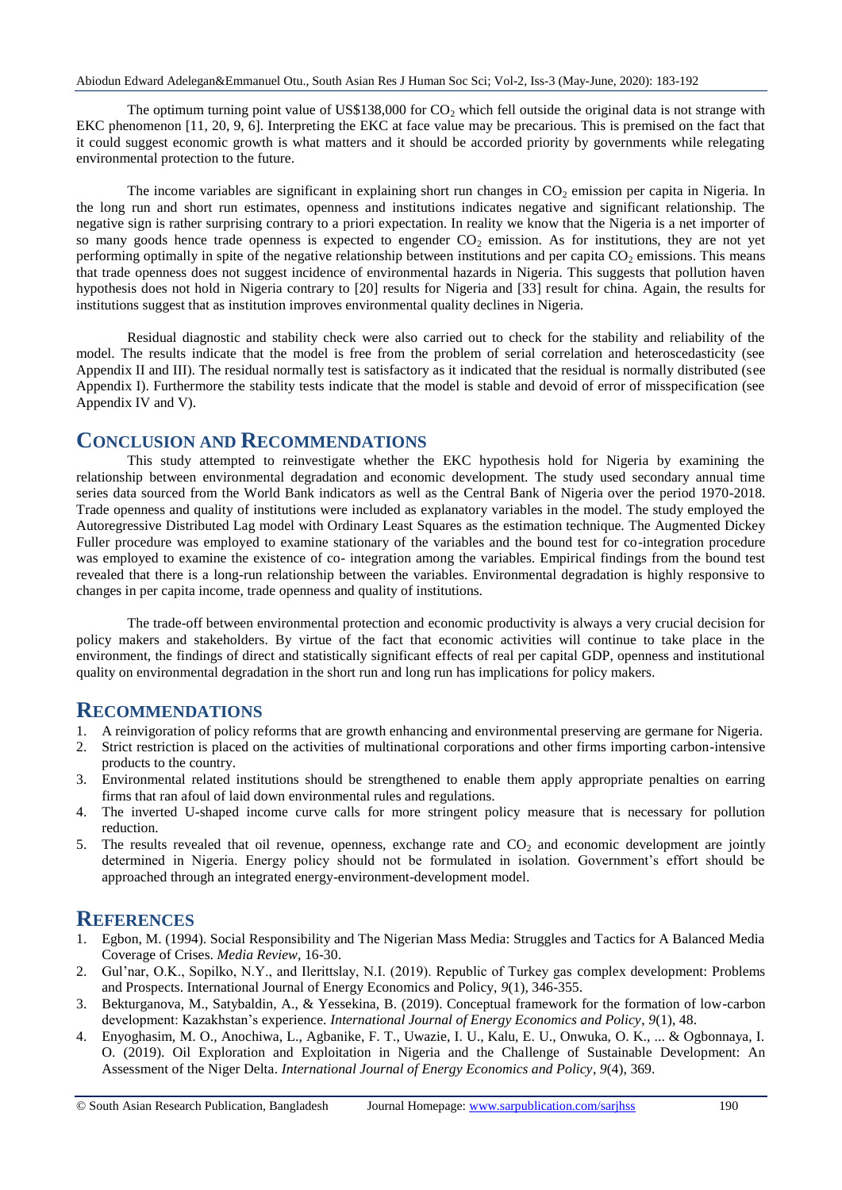The optimum turning point value of US$138,000 for $CO_2$ which fell outside the original data is not strange with EKC phenomenon [11, 20, 9, 6]. Interpreting the EKC at face value may be precarious. This is premised on the fact that it could suggest economic growth is what matters and it should be accorded priority by governments while relegating environmental protection to the future.

The income variables are significant in explaining short run changes in $CO_2$ emission per capita in Nigeria. In the long run and short run estimates, openness and institutions indicates negative and significant relationship. The negative sign is rather surprising contrary to a priori expectation. In reality we know that the Nigeria is a net importer of so many goods hence trade openness is expected to engender $CO_2$ emission. As for institutions, they are not yet performing optimally in spite of the negative relationship between institutions and per capita $CO_2$ emissions. This means that trade openness does not suggest incidence of environmental hazards in Nigeria. This suggests that pollution haven hypothesis does not hold in Nigeria contrary to [20] results for Nigeria and [33] result for china. Again, the results for institutions suggest that as institution improves environmental quality declines in Nigeria.

Residual diagnostic and stability check were also carried out to check for the stability and reliability of the model. The results indicate that the model is free from the problem of serial correlation and heteroscedasticity (see Appendix II and III). The residual normally test is satisfactory as it indicated that the residual is normally distributed (see Appendix I). Furthermore the stability tests indicate that the model is stable and devoid of error of misspecification (see Appendix IV and V).

## CONCLUSION AND RECOMMENDATIONS

This study attempted to reinvestigate whether the EKC hypothesis hold for Nigeria by examining the relationship between environmental degradation and economic development. The study used secondary annual time series data sourced from the World Bank indicators as well as the Central Bank of Nigeria over the period 1970-2018. Trade openness and quality of institutions were included as explanatory variables in the model. The study employed the Autoregressive Distributed Lag model with Ordinary Least Squares as the estimation technique. The Augmented Dickey Fuller procedure was employed to examine stationary of the variables and the bound test for co-integration procedure was employed to examine the existence of co- integration among the variables. Empirical findings from the bound test revealed that there is a long-run relationship between the variables. Environmental degradation is highly responsive to changes in per capita income, trade openness and quality of institutions.

The trade-off between environmental protection and economic productivity is always a very crucial decision for policy makers and stakeholders. By virtue of the fact that economic activities will continue to take place in the environment, the findings of direct and statistically significant effects of real per capital GDP, openness and institutional quality on environmental degradation in the short run and long run has implications for policy makers.

## RECOMMENDATIONS

1. A reinvigoration of policy reforms that are growth enhancing and environmental preserving are germane for Nigeria.
2. Strict restriction is placed on the activities of multinational corporations and other firms importing carbon-intensive products to the country.
3. Environmental related institutions should be strengthened to enable them apply appropriate penalties on earring firms that ran afoul of laid down environmental rules and regulations.
4. The inverted U-shaped income curve calls for more stringent policy measure that is necessary for pollution reduction.
5. The results revealed that oil revenue, openness, exchange rate and $CO_2$ and economic development are jointly determined in Nigeria. Energy policy should not be formulated in isolation. Government's effort should be approached through an integrated energy-environment-development model.

## REFERENCES

1. Egbon, M. (1994). Social Responsibility and The Nigerian Mass Media: Struggles and Tactics for A Balanced Media Coverage of Crises. *Media Review*, 16-30.
2. Gul'nar, O.K., Sopilko, N.Y., and Ilerittslay, N.I. (2019). Republic of Turkey gas complex development: Problems and Prospects. International Journal of Energy Economics and Policy, *9*(1), 346-355.
3. Bekturganova, M., Satybaldin, A., & Yessekina, B. (2019). Conceptual framework for the formation of low-carbon development: Kazakhstan's experience. *International Journal of Energy Economics and Policy*, *9*(1), 48.
4. Enyoghasim, M. O., Anochiwa, L., Agbanike, F. T., Uwazie, I. U., Kalu, E. U., Onwuka, O. K., ... & Ogbonnaya, I. O. (2019). Oil Exploration and Exploitation in Nigeria and the Challenge of Sustainable Development: An Assessment of the Niger Delta. *International Journal of Energy Economics and Policy*, *9*(4), 369.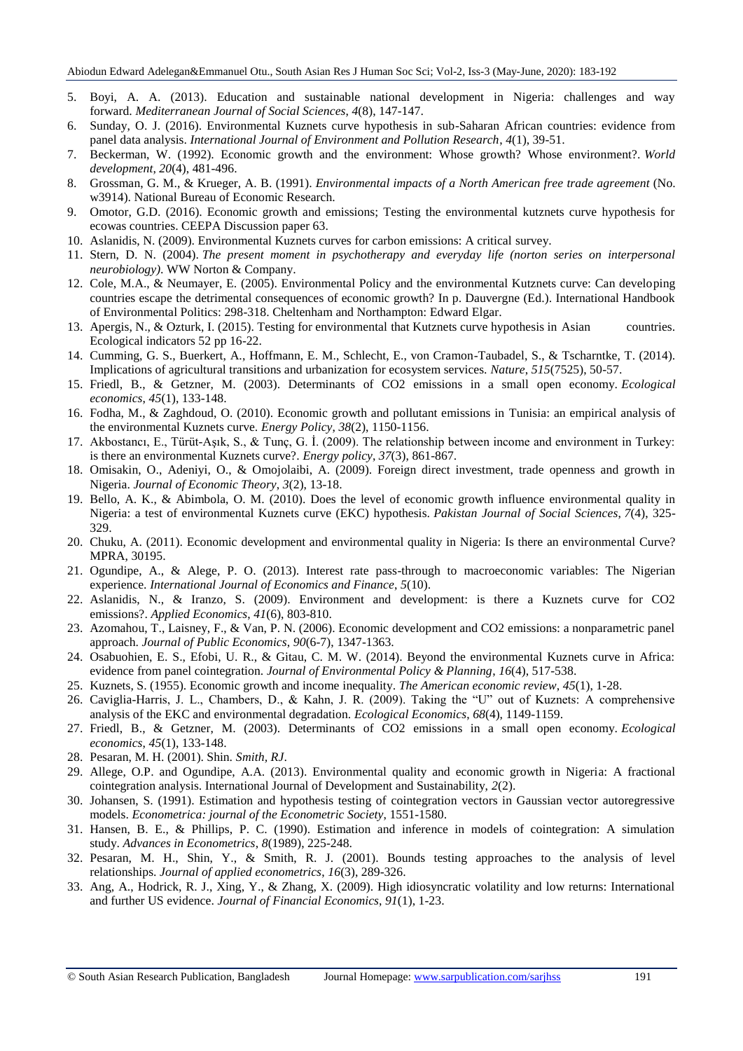5. Boyi, A. A. (2013). Education and sustainable national development in Nigeria: challenges and way forward. *Mediterranean Journal of Social Sciences*, *4*(8), 147-147.
6. Sunday, O. J. (2016). Environmental Kuznets curve hypothesis in sub-Saharan African countries: evidence from panel data analysis. *International Journal of Environment and Pollution Research*, *4*(1), 39-51.
7. Beckerman, W. (1992). Economic growth and the environment: Whose growth? Whose environment?. *World development*, *20*(4), 481-496.
8. Grossman, G. M., & Krueger, A. B. (1991). *Environmental impacts of a North American free trade agreement* (No. w3914). National Bureau of Economic Research.
9. Omotor, G.D. (2016). Economic growth and emissions; Testing the environmental kutznets curve hypothesis for ecowas countries. CEEPA Discussion paper 63.
10. Aslanidis, N. (2009). Environmental Kuznets curves for carbon emissions: A critical survey.
11. Stern, D. N. (2004). *The present moment in psychotherapy and everyday life (norton series on interpersonal neurobiology)*. WW Norton & Company.
12. Cole, M.A., & Neumayer, E. (2005). Environmental Policy and the environmental Kutznets curve: Can developing countries escape the detrimental consequences of economic growth? In p. Dauvergne (Ed.). International Handbook of Environmental Politics: 298-318. Cheltenham and Northampton: Edward Elgar.
13. Apergis, N., & Ozturk, I. (2015). Testing for environmental that Kutznets curve hypothesis in Asian countries. Ecological indicators 52 pp 16-22.
14. Cumming, G. S., Buerkert, A., Hoffmann, E. M., Schlecht, E., von Cramon-Taubadel, S., & Tscharntke, T. (2014). Implications of agricultural transitions and urbanization for ecosystem services. *Nature*, *515*(7525), 50-57.
15. Friedl, B., & Getzner, M. (2003). Determinants of CO2 emissions in a small open economy. *Ecological economics*, *45*(1), 133-148.
16. Fodha, M., & Zaghdoud, O. (2010). Economic growth and pollutant emissions in Tunisia: an empirical analysis of the environmental Kuznets curve. *Energy Policy*, *38*(2), 1150-1156.
17. Akbostancı, E., Türüt-Aşık, S., & Tunç, G. İ. (2009). The relationship between income and environment in Turkey: is there an environmental Kuznets curve?. *Energy policy*, *37*(3), 861-867.
18. Omisakin, O., Adeniyi, O., & Omojolaibi, A. (2009). Foreign direct investment, trade openness and growth in Nigeria. *Journal of Economic Theory*, *3*(2), 13-18.
19. Bello, A. K., & Abimbola, O. M. (2010). Does the level of economic growth influence environmental quality in Nigeria: a test of environmental Kuznets curve (EKC) hypothesis. *Pakistan Journal of Social Sciences*, *7*(4), 325-329.
20. Chuku, A. (2011). Economic development and environmental quality in Nigeria: Is there an environmental Curve? MPRA, 30195.
21. Ogundipe, A., & Alege, P. O. (2013). Interest rate pass-through to macroeconomic variables: The Nigerian experience. *International Journal of Economics and Finance*, *5*(10).
22. Aslanidis, N., & Iranzo, S. (2009). Environment and development: is there a Kuznets curve for CO2 emissions?. *Applied Economics*, *41*(6), 803-810.
23. Azomahou, T., Laisney, F., & Van, P. N. (2006). Economic development and CO2 emissions: a nonparametric panel approach. *Journal of Public Economics*, *90*(6-7), 1347-1363.
24. Osabuohien, E. S., Efobi, U. R., & Gitau, C. M. W. (2014). Beyond the environmental Kuznets curve in Africa: evidence from panel cointegration. *Journal of Environmental Policy & Planning*, *16*(4), 517-538.
25. Kuznets, S. (1955). Economic growth and income inequality. *The American economic review*, *45*(1), 1-28.
26. Caviglia-Harris, J. L., Chambers, D., & Kahn, J. R. (2009). Taking the "U" out of Kuznets: A comprehensive analysis of the EKC and environmental degradation. *Ecological Economics*, *68*(4), 1149-1159.
27. Friedl, B., & Getzner, M. (2003). Determinants of CO2 emissions in a small open economy. *Ecological economics*, *45*(1), 133-148.
28. Pesaran, M. H. (2001). Shin. *Smith, RJ*.
29. Allege, O.P. and Ogundipe, A.A. (2013). Environmental quality and economic growth in Nigeria: A fractional cointegration analysis. International Journal of Development and Sustainability, *2*(2).
30. Johansen, S. (1991). Estimation and hypothesis testing of cointegration vectors in Gaussian vector autoregressive models. *Econometrica: journal of the Econometric Society*, 1551-1580.
31. Hansen, B. E., & Phillips, P. C. (1990). Estimation and inference in models of cointegration: A simulation study. *Advances in Econometrics*, *8*(1989), 225-248.
32. Pesaran, M. H., Shin, Y., & Smith, R. J. (2001). Bounds testing approaches to the analysis of level relationships. *Journal of applied econometrics*, *16*(3), 289-326.
33. Ang, A., Hodrick, R. J., Xing, Y., & Zhang, X. (2009). High idiosyncratic volatility and low returns: International and further US evidence. *Journal of Financial Economics*, *91*(1), 1-23.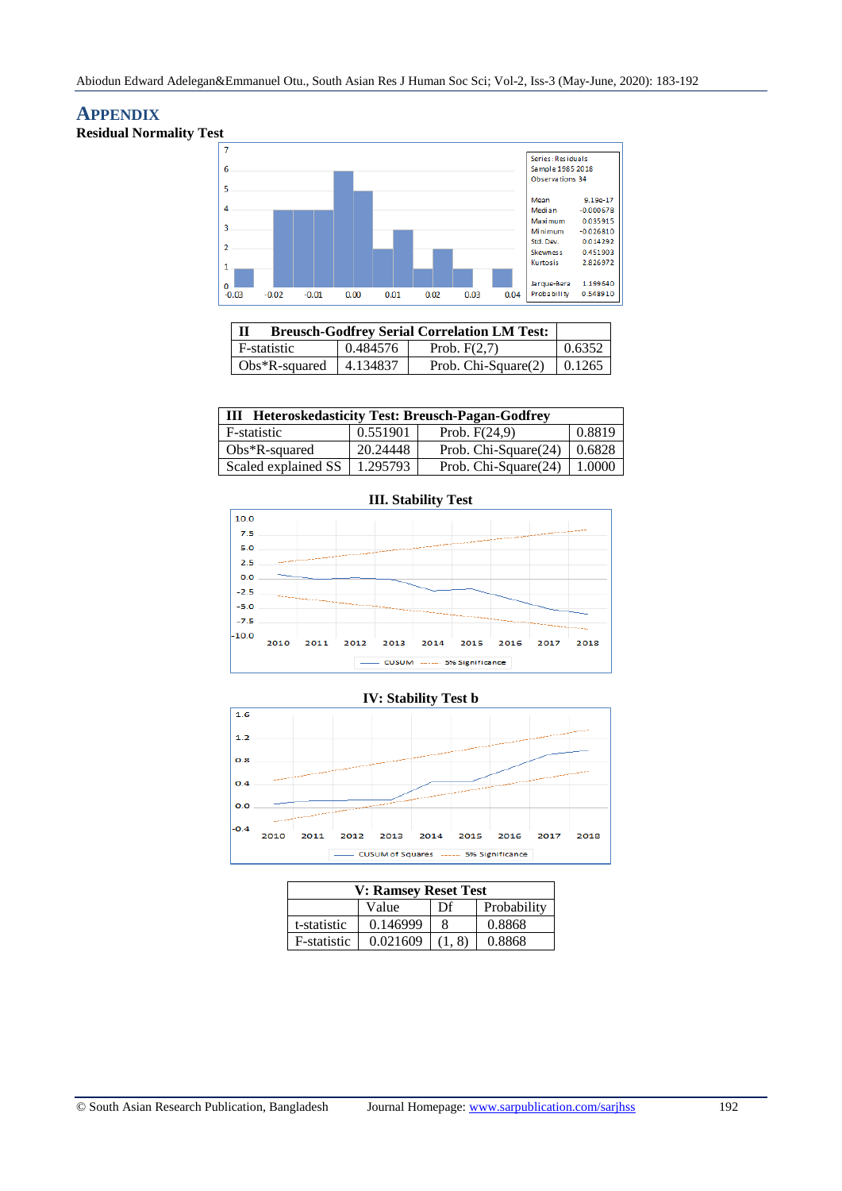## APPENDIX

**Residual Normality Test**

Series: Residuals
Sample 1985 2018
Observations 34

Mean 9.19e-17
Median -0.000678
Maximum 0.035915
Minimum -0.026810
Std. Dev. 0.014292
Skewness 0.451903
Kurtosis 2.826972

Jarque-Bera 1.199640
Probability 0.548910

7
6
5
4
3
2
1
0
-0.03 -0.02 -0.01 0.00 0.01 0.02 0.03 0.04

| II | Breusch-Godfrey Serial Correlation LM Test: | | |
|---|---|---|---|
| F-statistic | 0.484576 | Prob. F(2,7) | 0.6352 |
| Obs*R-squared | 4.134837 | Prob. Chi-Square(2) | 0.1265 |

| III Heteroskedasticity Test: Breusch-Pagan-Godfrey | | | |
|---|---|---|---|
| F-statistic | 0.551901 | Prob. F(24,9) | 0.8819 |
| Obs*R-squared | 20.24448 | Prob. Chi-Square(24) | 0.6828 |
| Scaled explained SS | 1.295793 | Prob. Chi-Square(24) | 1.0000 |

**III. Stability Test**

10.0
7.5
5.0
2.5
0.0
-2.5
-5.0
-7.5
-10.0
2010 2011 2012 2013 2014 2015 2016 2017 2018

CUSUM 5% Significance

**IV: Stability Test b**

1.6
1.2
0.8
0.4
0.0
-0.4
2010 2011 2012 2013 2014 2015 2016 2017 2018

CUSUM of Squares 5% Significance

| V: Ramsey Reset Test | | | |
|---|---|---|---|
| | Value | Df | Probability |
| t-statistic | 0.146999 | 8 | 0.8868 |
| F-statistic | 0.021609 | (1, 8) | 0.8868 |